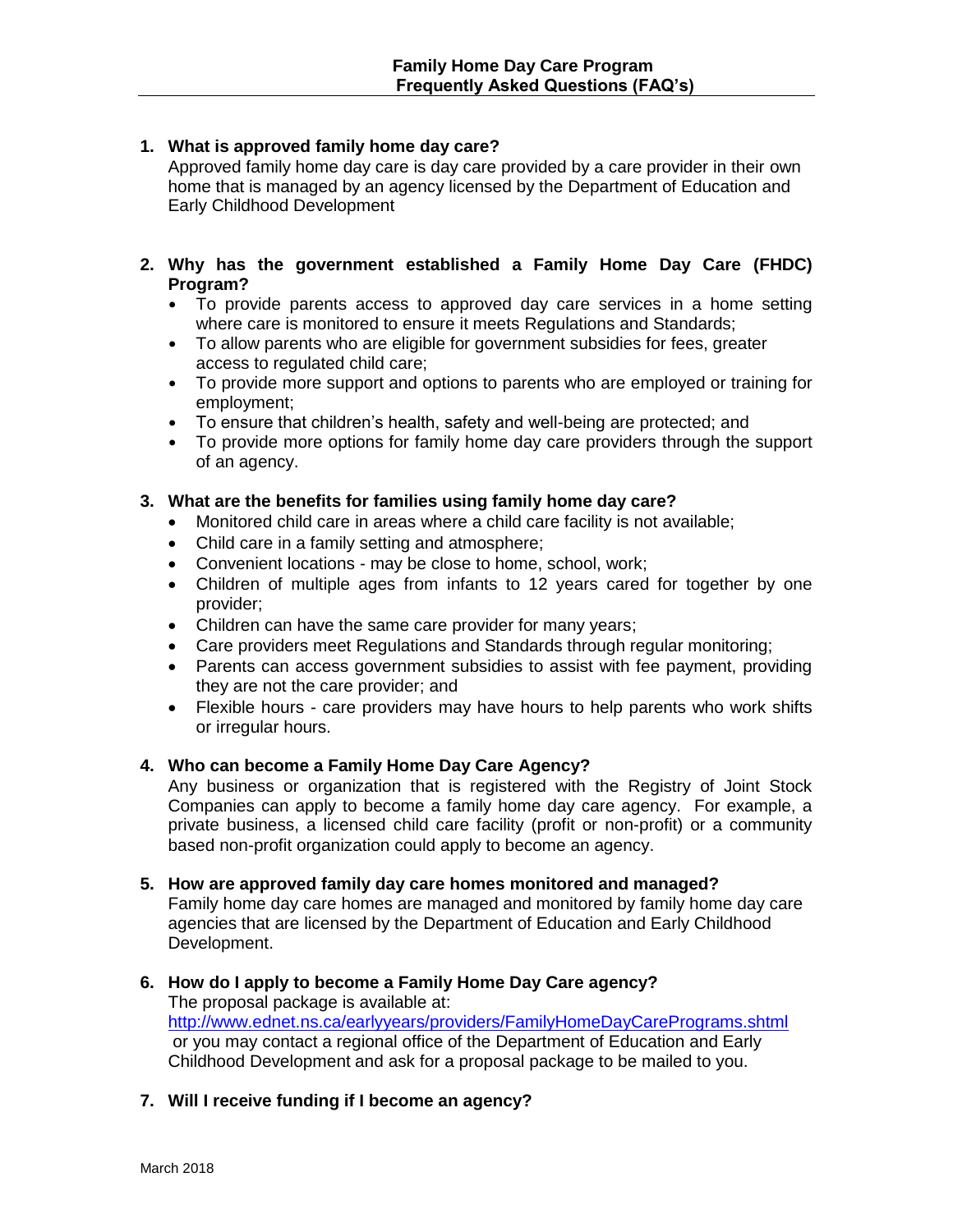# Family Home Day Care Program
## Frequently Asked Questions (FAQ's)

1. **What is approved family home day care?**
   Approved family home day care is day care provided by a care provider in their own home that is managed by an agency licensed by the Department of Education and Early Childhood Development

2. **Why has the government established a Family Home Day Care (FHDC) Program?**
   - To provide parents access to approved day care services in a home setting where care is monitored to ensure it meets Regulations and Standards;
   - To allow parents who are eligible for government subsidies for fees, greater access to regulated child care;
   - To provide more support and options to parents who are employed or training for employment;
   - To ensure that children's health, safety and well-being are protected; and
   - To provide more options for family home day care providers through the support of an agency.

3. **What are the benefits for families using family home day care?**
   - Monitored child care in areas where a child care facility is not available;
   - Child care in a family setting and atmosphere;
   - Convenient locations - may be close to home, school, work;
   - Children of multiple ages from infants to 12 years cared for together by one provider;
   - Children can have the same care provider for many years;
   - Care providers meet Regulations and Standards through regular monitoring;
   - Parents can access government subsidies to assist with fee payment, providing they are not the care provider; and
   - Flexible hours - care providers may have hours to help parents who work shifts or irregular hours.

4. **Who can become a Family Home Day Care Agency?**
   Any business or organization that is registered with the Registry of Joint Stock Companies can apply to become a family home day care agency. For example, a private business, a licensed child care facility (profit or non-profit) or a community based non-profit organization could apply to become an agency.

5. **How are approved family day care homes monitored and managed?**
   Family home day care homes are managed and monitored by family home day care agencies that are licensed by the Department of Education and Early Childhood Development.

6. **How do I apply to become a Family Home Day Care agency?**
   The proposal package is available at:
   http://www.ednet.ns.ca/earlyyears/providers/FamilyHomeDayCarePrograms.shtml
   or you may contact a regional office of the Department of Education and Early Childhood Development and ask for a proposal package to be mailed to you.

7. **Will I receive funding if I become an agency?**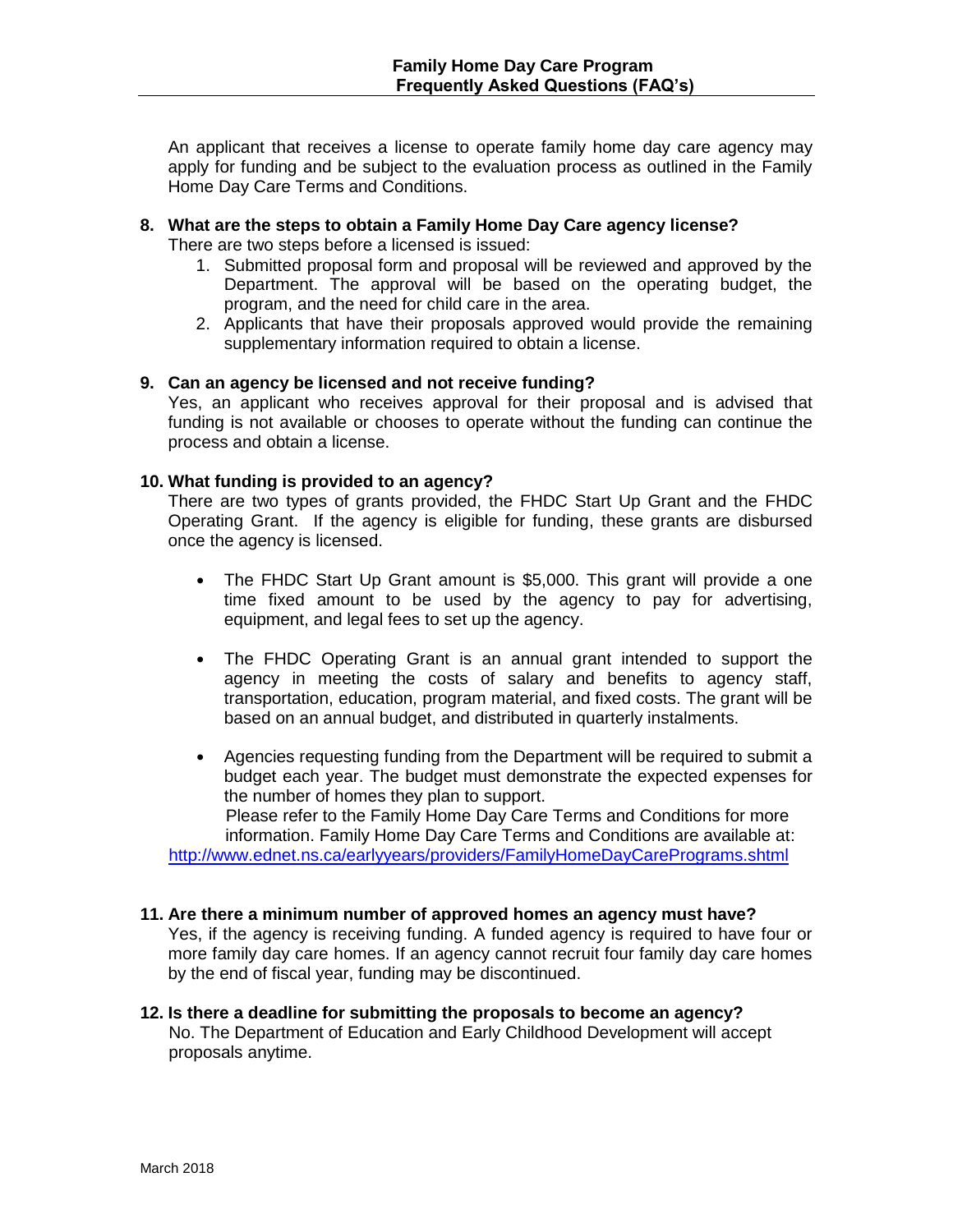An applicant that receives a license to operate family home day care agency may apply for funding and be subject to the evaluation process as outlined in the Family Home Day Care Terms and Conditions.

**8. What are the steps to obtain a Family Home Day Care agency license?**

There are two steps before a licensed is issued:

1. Submitted proposal form and proposal will be reviewed and approved by the Department. The approval will be based on the operating budget, the program, and the need for child care in the area.
2. Applicants that have their proposals approved would provide the remaining supplementary information required to obtain a license.

**9. Can an agency be licensed and not receive funding?**

Yes, an applicant who receives approval for their proposal and is advised that funding is not available or chooses to operate without the funding can continue the process and obtain a license.

**10. What funding is provided to an agency?**

There are two types of grants provided, the FHDC Start Up Grant and the FHDC Operating Grant. If the agency is eligible for funding, these grants are disbursed once the agency is licensed.

- The FHDC Start Up Grant amount is $5,000. This grant will provide a one time fixed amount to be used by the agency to pay for advertising, equipment, and legal fees to set up the agency.

- The FHDC Operating Grant is an annual grant intended to support the agency in meeting the costs of salary and benefits to agency staff, transportation, education, program material, and fixed costs. The grant will be based on an annual budget, and distributed in quarterly instalments.

- Agencies requesting funding from the Department will be required to submit a budget each year. The budget must demonstrate the expected expenses for the number of homes they plan to support.
  Please refer to the Family Home Day Care Terms and Conditions for more information. Family Home Day Care Terms and Conditions are available at:

http://www.ednet.ns.ca/earlyyears/providers/FamilyHomeDayCarePrograms.shtml

**11. Are there a minimum number of approved homes an agency must have?**

Yes, if the agency is receiving funding. A funded agency is required to have four or more family day care homes. If an agency cannot recruit four family day care homes by the end of fiscal year, funding may be discontinued.

**12. Is there a deadline for submitting the proposals to become an agency?**

No. The Department of Education and Early Childhood Development will accept proposals anytime.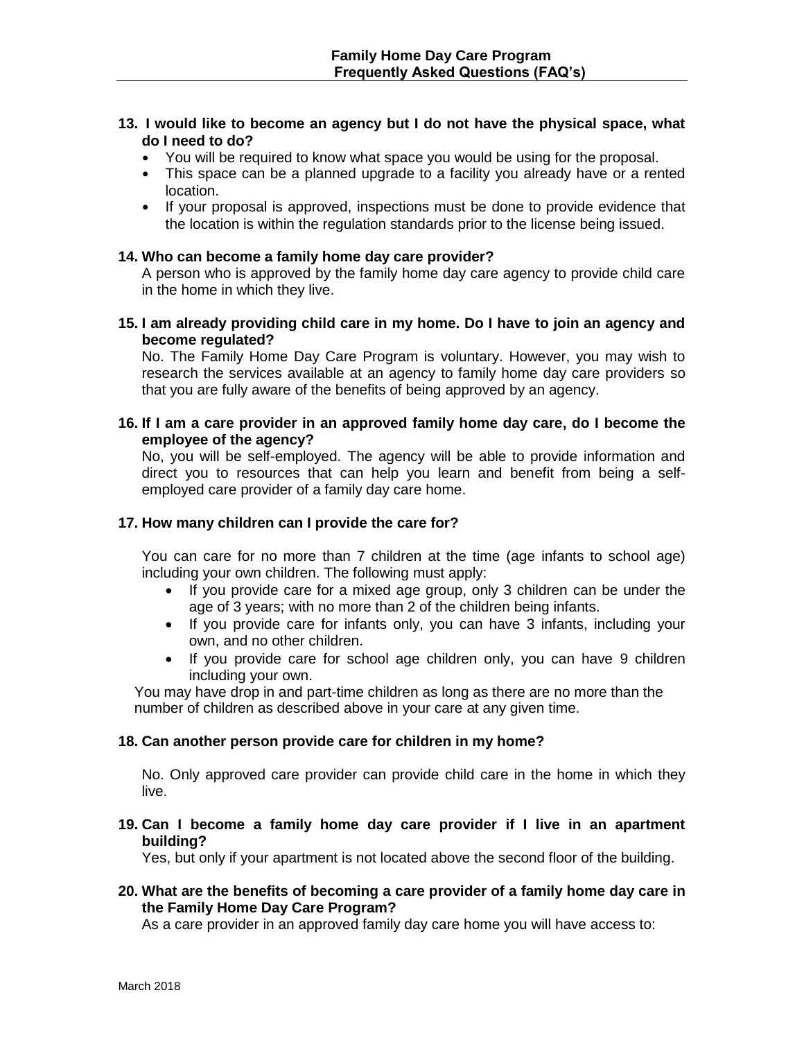**13. I would like to become an agency but I do not have the physical space, what do I need to do?**

- You will be required to know what space you would be using for the proposal.
- This space can be a planned upgrade to a facility you already have or a rented location.
- If your proposal is approved, inspections must be done to provide evidence that the location is within the regulation standards prior to the license being issued.

**14. Who can become a family home day care provider?**

A person who is approved by the family home day care agency to provide child care in the home in which they live.

**15. I am already providing child care in my home. Do I have to join an agency and become regulated?**

No. The Family Home Day Care Program is voluntary. However, you may wish to research the services available at an agency to family home day care providers so that you are fully aware of the benefits of being approved by an agency.

**16. If I am a care provider in an approved family home day care, do I become the employee of the agency?**

No, you will be self-employed. The agency will be able to provide information and direct you to resources that can help you learn and benefit from being a self-employed care provider of a family day care home.

**17. How many children can I provide the care for?**

You can care for no more than 7 children at the time (age infants to school age) including your own children. The following must apply:

- If you provide care for a mixed age group, only 3 children can be under the age of 3 years; with no more than 2 of the children being infants.
- If you provide care for infants only, you can have 3 infants, including your own, and no other children.
- If you provide care for school age children only, you can have 9 children including your own.

You may have drop in and part-time children as long as there are no more than the number of children as described above in your care at any given time.

**18. Can another person provide care for children in my home?**

No. Only approved care provider can provide child care in the home in which they live.

**19. Can I become a family home day care provider if I live in an apartment building?**

Yes, but only if your apartment is not located above the second floor of the building.

**20. What are the benefits of becoming a care provider of a family home day care in the Family Home Day Care Program?**

As a care provider in an approved family day care home you will have access to: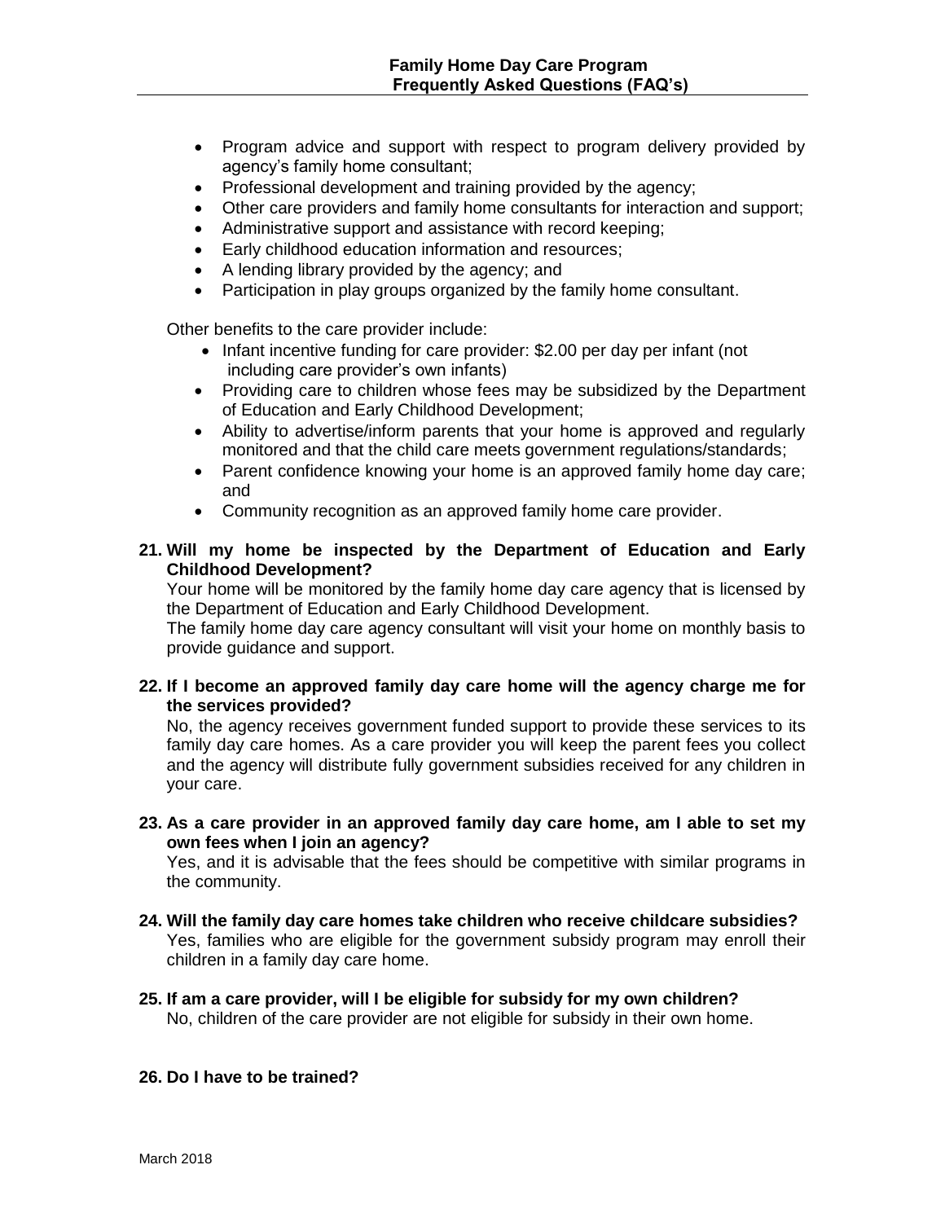- Program advice and support with respect to program delivery provided by agency's family home consultant;
- Professional development and training provided by the agency;
- Other care providers and family home consultants for interaction and support;
- Administrative support and assistance with record keeping;
- Early childhood education information and resources;
- A lending library provided by the agency; and
- Participation in play groups organized by the family home consultant.

Other benefits to the care provider include:

- Infant incentive funding for care provider: $2.00 per day per infant (not including care provider's own infants)
- Providing care to children whose fees may be subsidized by the Department of Education and Early Childhood Development;
- Ability to advertise/inform parents that your home is approved and regularly monitored and that the child care meets government regulations/standards;
- Parent confidence knowing your home is an approved family home day care; and
- Community recognition as an approved family home care provider.

**21. Will my home be inspected by the Department of Education and Early Childhood Development?**

Your home will be monitored by the family home day care agency that is licensed by the Department of Education and Early Childhood Development.

The family home day care agency consultant will visit your home on monthly basis to provide guidance and support.

**22. If I become an approved family day care home will the agency charge me for the services provided?**

No, the agency receives government funded support to provide these services to its family day care homes. As a care provider you will keep the parent fees you collect and the agency will distribute fully government subsidies received for any children in your care.

**23. As a care provider in an approved family day care home, am I able to set my own fees when I join an agency?**

Yes, and it is advisable that the fees should be competitive with similar programs in the community.

**24. Will the family day care homes take children who receive childcare subsidies?**

Yes, families who are eligible for the government subsidy program may enroll their children in a family day care home.

**25. If am a care provider, will I be eligible for subsidy for my own children?**

No, children of the care provider are not eligible for subsidy in their own home.

**26. Do I have to be trained?**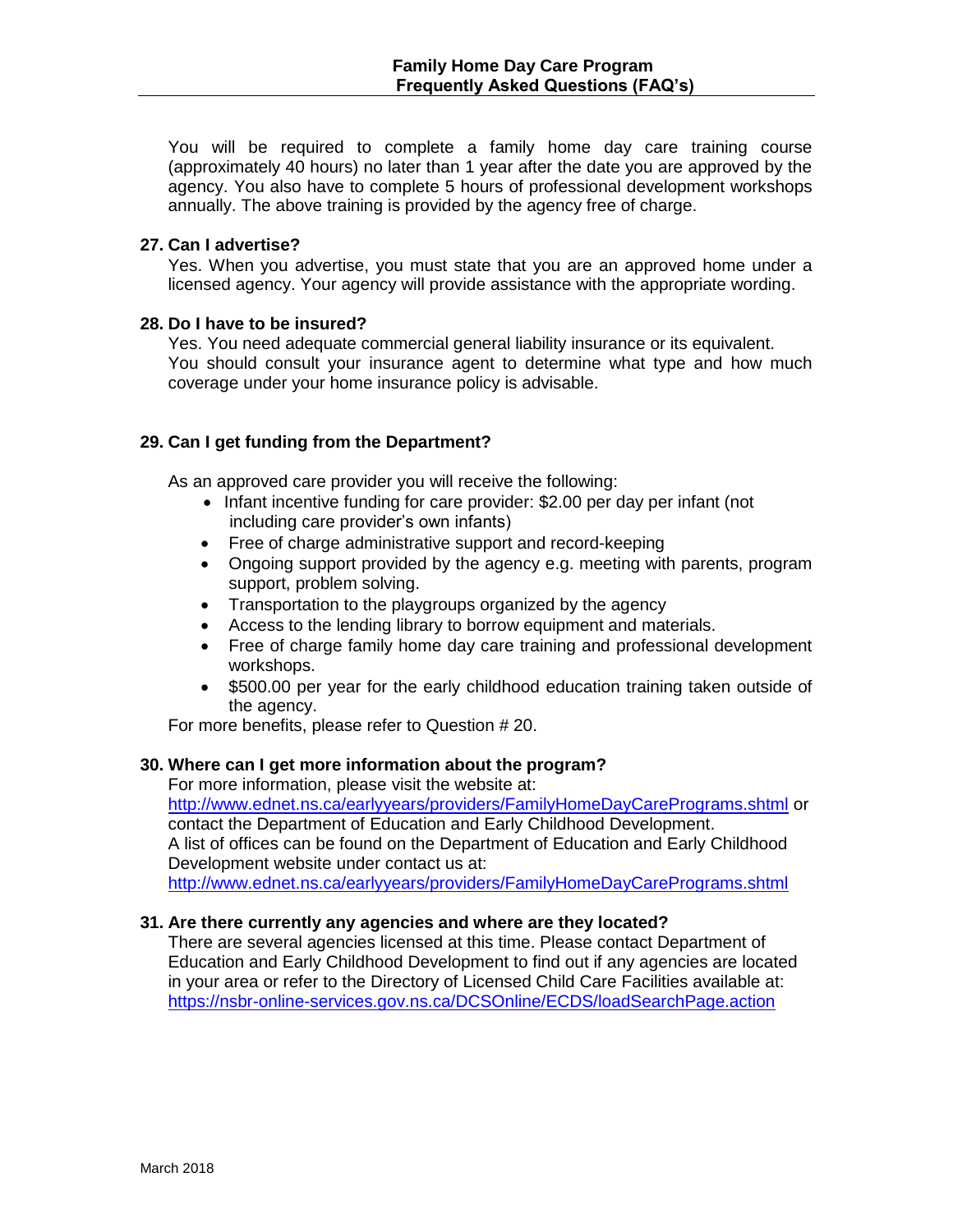You will be required to complete a family home day care training course (approximately 40 hours) no later than 1 year after the date you are approved by the agency. You also have to complete 5 hours of professional development workshops annually. The above training is provided by the agency free of charge.

**27. Can I advertise?**

Yes. When you advertise, you must state that you are an approved home under a licensed agency. Your agency will provide assistance with the appropriate wording.

**28. Do I have to be insured?**

Yes. You need adequate commercial general liability insurance or its equivalent. You should consult your insurance agent to determine what type and how much coverage under your home insurance policy is advisable.

**29. Can I get funding from the Department?**

As an approved care provider you will receive the following:

- Infant incentive funding for care provider: $2.00 per day per infant (not including care provider's own infants)
- Free of charge administrative support and record-keeping
- Ongoing support provided by the agency e.g. meeting with parents, program support, problem solving.
- Transportation to the playgroups organized by the agency
- Access to the lending library to borrow equipment and materials.
- Free of charge family home day care training and professional development workshops.
- $500.00 per year for the early childhood education training taken outside of the agency.

For more benefits, please refer to Question # 20.

**30. Where can I get more information about the program?**

For more information, please visit the website at: http://www.ednet.ns.ca/earlyyears/providers/FamilyHomeDayCarePrograms.shtml or contact the Department of Education and Early Childhood Development.
A list of offices can be found on the Department of Education and Early Childhood Development website under contact us at:
http://www.ednet.ns.ca/earlyyears/providers/FamilyHomeDayCarePrograms.shtml

**31. Are there currently any agencies and where are they located?**

There are several agencies licensed at this time. Please contact Department of Education and Early Childhood Development to find out if any agencies are located in your area or refer to the Directory of Licensed Child Care Facilities available at:
https://nsbr-online-services.gov.ns.ca/DCSOnline/ECDS/loadSearchPage.action

March 2018